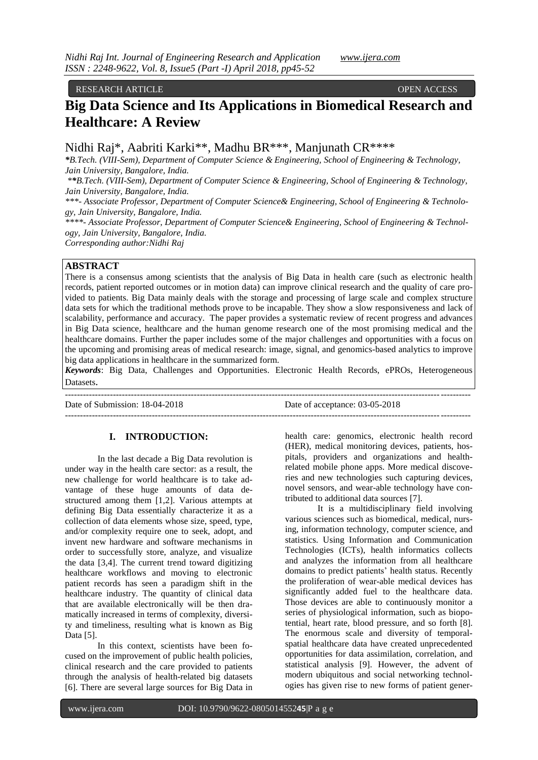RESEARCH ARTICLE OPEN ACCESS

# Big Data Science and Its Applications in Biomedical Research and Healthcare: A Review

Nidhi Raj*, Aabriti Karki**, Madhu BR***, Manjunath CR****

*B.Tech. (VIII-Sem), Department of Computer Science & Engineering, School of Engineering & Technology, Jain University, Bangalore, India.*

***B.Tech. (VIII-Sem), Department of Computer Science & Engineering, School of Engineering & Technology, Jain University, Bangalore, India.*

**\*\*\*- Associate Professor, Department of Computer Science& Engineering, School of Engineering & Technology, Jain University, Bangalore, India.*

**\*\*\*\*- Associate Professor, Department of Computer Science& Engineering, School of Engineering & Technology, Jain University, Bangalore, India.*

*Corresponding author:Nidhi Raj*

## ABSTRACT

There is a consensus among scientists that the analysis of Big Data in health care (such as electronic health records, patient reported outcomes or in motion data) can improve clinical research and the quality of care provided to patients. Big Data mainly deals with the storage and processing of large scale and complex structure data sets for which the traditional methods prove to be incapable. They show a slow responsiveness and lack of scalability, performance and accuracy. The paper provides a systematic review of recent progress and advances in Big Data science, healthcare and the human genome research one of the most promising medical and the healthcare domains. Further the paper includes some of the major challenges and opportunities with a focus on the upcoming and promising areas of medical research: image, signal, and genomics-based analytics to improve big data applications in healthcare in the summarized form.

***Keywords***: Big Data, Challenges and Opportunities. Electronic Health Records, ePROs, Heterogeneous Datasets.

Date of Submission: 18-04-2018 Date of acceptance: 03-05-2018

## I. INTRODUCTION:

In the last decade a Big Data revolution is under way in the health care sector: as a result, the new challenge for world healthcare is to take advantage of these huge amounts of data destructured among them [1,2]. Various attempts at defining Big Data essentially characterize it as a collection of data elements whose size, speed, type, and/or complexity require one to seek, adopt, and invent new hardware and software mechanisms in order to successfully store, analyze, and visualize the data [3,4]. The current trend toward digitizing healthcare workflows and moving to electronic patient records has seen a paradigm shift in the healthcare industry. The quantity of clinical data that are available electronically will be then dramatically increased in terms of complexity, diversity and timeliness, resulting what is known as Big Data [5].

In this context, scientists have been focused on the improvement of public health policies, clinical research and the care provided to patients through the analysis of health-related big datasets [6]. There are several large sources for Big Data in health care: genomics, electronic health record (HER), medical monitoring devices, patients, hospitals, providers and organizations and health-related mobile phone apps. More medical discoveries and new technologies such capturing devices, novel sensors, and wear-able technology have contributed to additional data sources [7].

It is a multidisciplinary field involving various sciences such as biomedical, medical, nursing, information technology, computer science, and statistics. Using Information and Communication Technologies (ICTs), health informatics collects and analyzes the information from all healthcare domains to predict patients' health status. Recently the proliferation of wear-able medical devices has significantly added fuel to the healthcare data. Those devices are able to continuously monitor a series of physiological information, such as biopotential, heart rate, blood pressure, and so forth [8]. The enormous scale and diversity of temporal-spatial healthcare data have created unprecedented opportunities for data assimilation, correlation, and statistical analysis [9]. However, the advent of modern ubiquitous and social networking technologies has given rise to new forms of patient gener-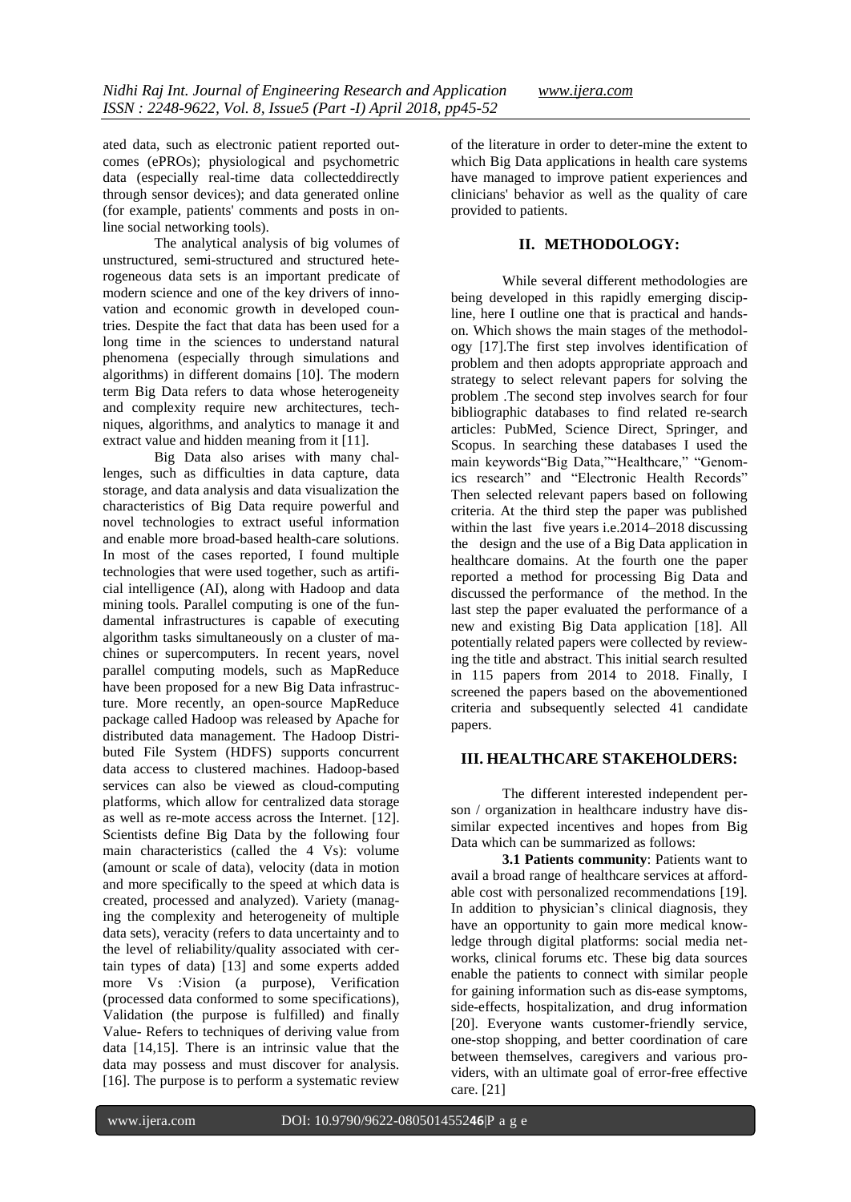ated data, such as electronic patient reported outcomes (ePROs); physiological and psychometric data (especially real-time data collecteddirectly through sensor devices); and data generated online (for example, patients' comments and posts in online social networking tools).

The analytical analysis of big volumes of unstructured, semi-structured and structured heterogeneous data sets is an important predicate of modern science and one of the key drivers of innovation and economic growth in developed countries. Despite the fact that data has been used for a long time in the sciences to understand natural phenomena (especially through simulations and algorithms) in different domains [10]. The modern term Big Data refers to data whose heterogeneity and complexity require new architectures, techniques, algorithms, and analytics to manage it and extract value and hidden meaning from it [11].

Big Data also arises with many challenges, such as difficulties in data capture, data storage, and data analysis and data visualization the characteristics of Big Data require powerful and novel technologies to extract useful information and enable more broad-based health-care solutions. In most of the cases reported, I found multiple technologies that were used together, such as artificial intelligence (AI), along with Hadoop and data mining tools. Parallel computing is one of the fundamental infrastructures is capable of executing algorithm tasks simultaneously on a cluster of machines or supercomputers. In recent years, novel parallel computing models, such as MapReduce have been proposed for a new Big Data infrastructure. More recently, an open-source MapReduce package called Hadoop was released by Apache for distributed data management. The Hadoop Distributed File System (HDFS) supports concurrent data access to clustered machines. Hadoop-based services can also be viewed as cloud-computing platforms, which allow for centralized data storage as well as re-mote access across the Internet. [12]. Scientists define Big Data by the following four main characteristics (called the 4 Vs): volume (amount or scale of data), velocity (data in motion and more specifically to the speed at which data is created, processed and analyzed). Variety (managing the complexity and heterogeneity of multiple data sets), veracity (refers to data uncertainty and to the level of reliability/quality associated with certain types of data) [13] and some experts added more Vs :Vision (a purpose), Verification (processed data conformed to some specifications), Validation (the purpose is fulfilled) and finally Value- Refers to techniques of deriving value from data [14,15]. There is an intrinsic value that the data may possess and must discover for analysis. [16]. The purpose is to perform a systematic review of the literature in order to deter-mine the extent to which Big Data applications in health care systems have managed to improve patient experiences and clinicians' behavior as well as the quality of care provided to patients.

## II. METHODOLOGY:

While several different methodologies are being developed in this rapidly emerging discipline, here I outline one that is practical and hands-on. Which shows the main stages of the methodology [17].The first step involves identification of problem and then adopts appropriate approach and strategy to select relevant papers for solving the problem .The second step involves search for four bibliographic databases to find related re-search articles: PubMed, Science Direct, Springer, and Scopus. In searching these databases I used the main keywords"Big Data,""Healthcare," "Genomics research" and "Electronic Health Records" Then selected relevant papers based on following criteria. At the third step the paper was published within the last five years i.e.2014–2018 discussing the design and the use of a Big Data application in healthcare domains. At the fourth one the paper reported a method for processing Big Data and discussed the performance of the method. In the last step the paper evaluated the performance of a new and existing Big Data application [18]. All potentially related papers were collected by reviewing the title and abstract. This initial search resulted in 115 papers from 2014 to 2018. Finally, I screened the papers based on the abovementioned criteria and subsequently selected 41 candidate papers.

## III. HEALTHCARE STAKEHOLDERS:

The different interested independent person / organization in healthcare industry have dissimilar expected incentives and hopes from Big Data which can be summarized as follows:

**3.1 Patients community**: Patients want to avail a broad range of healthcare services at affordable cost with personalized recommendations [19]. In addition to physician's clinical diagnosis, they have an opportunity to gain more medical knowledge through digital platforms: social media networks, clinical forums etc. These big data sources enable the patients to connect with similar people for gaining information such as dis-ease symptoms, side-effects, hospitalization, and drug information [20]. Everyone wants customer-friendly service, one-stop shopping, and better coordination of care between themselves, caregivers and various providers, with an ultimate goal of error-free effective care. [21]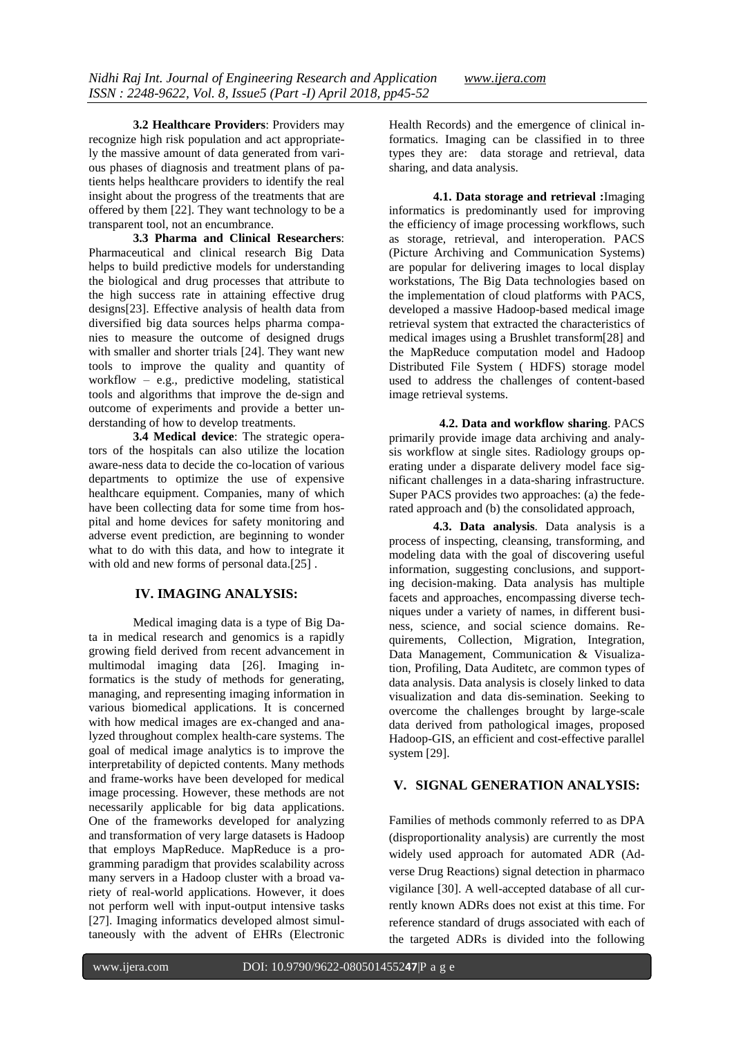**3.2 Healthcare Providers**: Providers may recognize high risk population and act appropriately the massive amount of data generated from various phases of diagnosis and treatment plans of patients helps healthcare providers to identify the real insight about the progress of the treatments that are offered by them [22]. They want technology to be a transparent tool, not an encumbrance.

**3.3 Pharma and Clinical Researchers**: Pharmaceutical and clinical research Big Data helps to build predictive models for understanding the biological and drug processes that attribute to the high success rate in attaining effective drug designs[23]. Effective analysis of health data from diversified big data sources helps pharma companies to measure the outcome of designed drugs with smaller and shorter trials [24]. They want new tools to improve the quality and quantity of workflow – e.g., predictive modeling, statistical tools and algorithms that improve the de-sign and outcome of experiments and provide a better understanding of how to develop treatments.

**3.4 Medical device**: The strategic operators of the hospitals can also utilize the location aware-ness data to decide the co-location of various departments to optimize the use of expensive healthcare equipment. Companies, many of which have been collecting data for some time from hospital and home devices for safety monitoring and adverse event prediction, are beginning to wonder what to do with this data, and how to integrate it with old and new forms of personal data.[25] .

## IV. IMAGING ANALYSIS:

Medical imaging data is a type of Big Data in medical research and genomics is a rapidly growing field derived from recent advancement in multimodal imaging data [26]. Imaging informatics is the study of methods for generating, managing, and representing imaging information in various biomedical applications. It is concerned with how medical images are ex-changed and analyzed throughout complex health-care systems. The goal of medical image analytics is to improve the interpretability of depicted contents. Many methods and frame-works have been developed for medical image processing. However, these methods are not necessarily applicable for big data applications. One of the frameworks developed for analyzing and transformation of very large datasets is Hadoop that employs MapReduce. MapReduce is a programming paradigm that provides scalability across many servers in a Hadoop cluster with a broad variety of real-world applications. However, it does not perform well with input-output intensive tasks [27]. Imaging informatics developed almost simultaneously with the advent of EHRs (Electronic Health Records) and the emergence of clinical informatics. Imaging can be classified in to three types they are: data storage and retrieval, data sharing, and data analysis.

**4.1. Data storage and retrieval :**Imaging informatics is predominantly used for improving the efficiency of image processing workflows, such as storage, retrieval, and interoperation. PACS (Picture Archiving and Communication Systems) are popular for delivering images to local display workstations, The Big Data technologies based on the implementation of cloud platforms with PACS, developed a massive Hadoop-based medical image retrieval system that extracted the characteristics of medical images using a Brushlet transform[28] and the MapReduce computation model and Hadoop Distributed File System ( HDFS) storage model used to address the challenges of content-based image retrieval systems.

**4.2. Data and workflow sharing**. PACS primarily provide image data archiving and analysis workflow at single sites. Radiology groups operating under a disparate delivery model face significant challenges in a data-sharing infrastructure. Super PACS provides two approaches: (a) the federated approach and (b) the consolidated approach,

**4.3. Data analysis**. Data analysis is a process of inspecting, cleansing, transforming, and modeling data with the goal of discovering useful information, suggesting conclusions, and supporting decision-making. Data analysis has multiple facets and approaches, encompassing diverse techniques under a variety of names, in different business, science, and social science domains. Requirements, Collection, Migration, Integration, Data Management, Communication & Visualization, Profiling, Data Auditetc, are common types of data analysis. Data analysis is closely linked to data visualization and data dis-semination. Seeking to overcome the challenges brought by large-scale data derived from pathological images, proposed Hadoop-GIS, an efficient and cost-effective parallel system [29].

## V. SIGNAL GENERATION ANALYSIS:

Families of methods commonly referred to as DPA (disproportionality analysis) are currently the most widely used approach for automated ADR (Adverse Drug Reactions) signal detection in pharmaco vigilance [30]. A well-accepted database of all currently known ADRs does not exist at this time. For reference standard of drugs associated with each of the targeted ADRs is divided into the following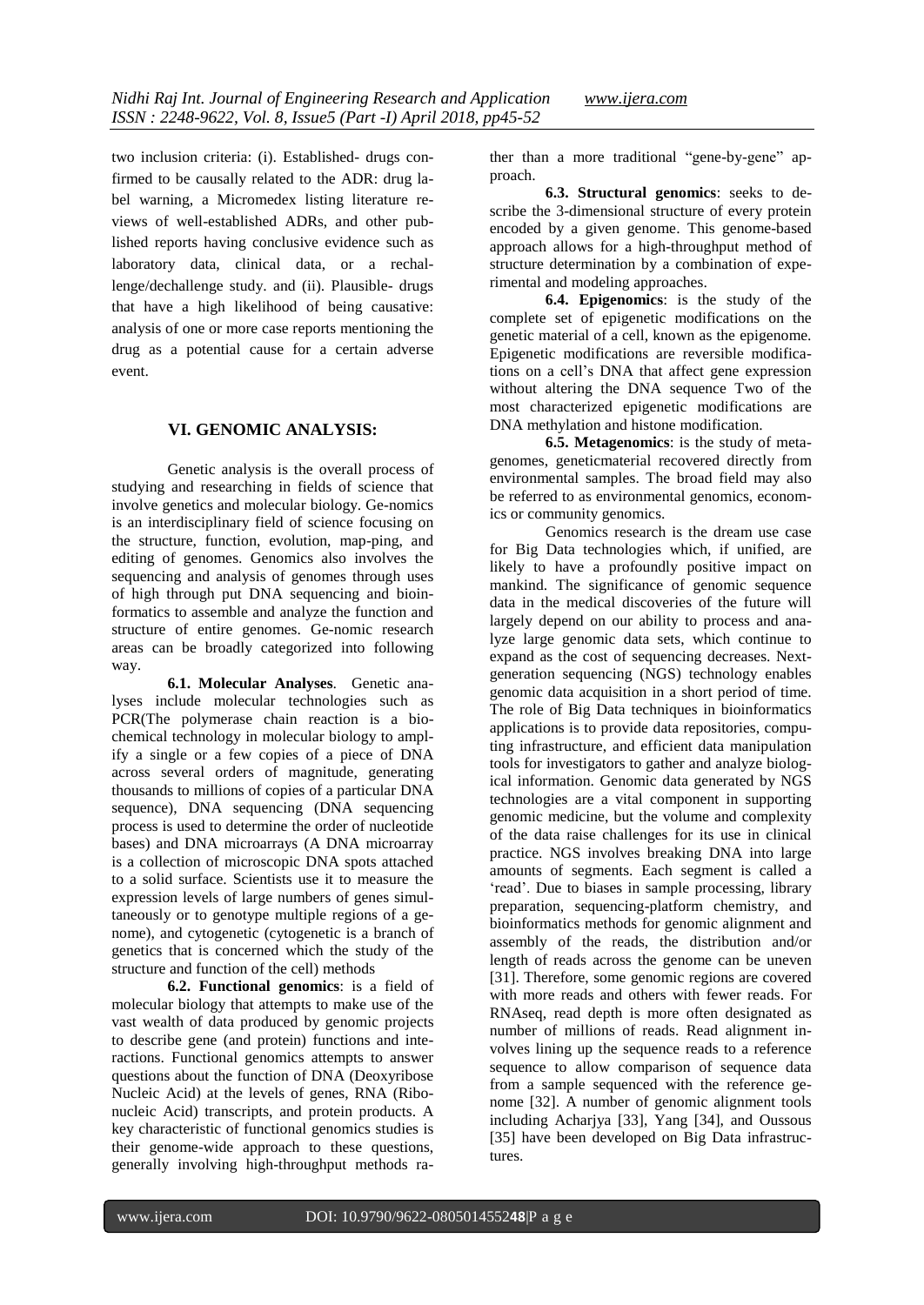two inclusion criteria: (i). Established- drugs confirmed to be causally related to the ADR: drug label warning, a Micromedex listing literature reviews of well-established ADRs, and other published reports having conclusive evidence such as laboratory data, clinical data, or a rechallenge/dechallenge study. and (ii). Plausible- drugs that have a high likelihood of being causative: analysis of one or more case reports mentioning the drug as a potential cause for a certain adverse event.

## VI. GENOMIC ANALYSIS:

Genetic analysis is the overall process of studying and researching in fields of science that involve genetics and molecular biology. Ge-nomics is an interdisciplinary field of science focusing on the structure, function, evolution, map-ping, and editing of genomes. Genomics also involves the sequencing and analysis of genomes through uses of high through put DNA sequencing and bioinformatics to assemble and analyze the function and structure of entire genomes. Ge-nomic research areas can be broadly categorized into following way.

**6.1. Molecular Analyses**. Genetic analyses include molecular technologies such as PCR(The polymerase chain reaction is a biochemical technology in molecular biology to amplify a single or a few copies of a piece of DNA across several orders of magnitude, generating thousands to millions of copies of a particular DNA sequence), DNA sequencing (DNA sequencing process is used to determine the order of nucleotide bases) and DNA microarrays (A DNA microarray is a collection of microscopic DNA spots attached to a solid surface. Scientists use it to measure the expression levels of large numbers of genes simultaneously or to genotype multiple regions of a genome), and cytogenetic (cytogenetic is a branch of genetics that is concerned which the study of the structure and function of the cell) methods

**6.2. Functional genomics**: is a field of molecular biology that attempts to make use of the vast wealth of data produced by genomic projects to describe gene (and protein) functions and interactions. Functional genomics attempts to answer questions about the function of DNA (Deoxyribose Nucleic Acid) at the levels of genes, RNA (Ribonucleic Acid) transcripts, and protein products. A key characteristic of functional genomics studies is their genome-wide approach to these questions, generally involving high-throughput methods rather than a more traditional "gene-by-gene" approach.

**6.3. Structural genomics**: seeks to describe the 3-dimensional structure of every protein encoded by a given genome. This genome-based approach allows for a high-throughput method of structure determination by a combination of experimental and modeling approaches.

**6.4. Epigenomics**: is the study of the complete set of epigenetic modifications on the genetic material of a cell, known as the epigenome. Epigenetic modifications are reversible modifications on a cell's DNA that affect gene expression without altering the DNA sequence Two of the most characterized epigenetic modifications are DNA methylation and histone modification.

**6.5. Metagenomics**: is the study of metagenomes, geneticmaterial recovered directly from environmental samples. The broad field may also be referred to as environmental genomics, economics or community genomics.

Genomics research is the dream use case for Big Data technologies which, if unified, are likely to have a profoundly positive impact on mankind. The significance of genomic sequence data in the medical discoveries of the future will largely depend on our ability to process and analyze large genomic data sets, which continue to expand as the cost of sequencing decreases. Next-generation sequencing (NGS) technology enables genomic data acquisition in a short period of time. The role of Big Data techniques in bioinformatics applications is to provide data repositories, computing infrastructure, and efficient data manipulation tools for investigators to gather and analyze biological information. Genomic data generated by NGS technologies are a vital component in supporting genomic medicine, but the volume and complexity of the data raise challenges for its use in clinical practice. NGS involves breaking DNA into large amounts of segments. Each segment is called a 'read'. Due to biases in sample processing, library preparation, sequencing-platform chemistry, and bioinformatics methods for genomic alignment and assembly of the reads, the distribution and/or length of reads across the genome can be uneven [31]. Therefore, some genomic regions are covered with more reads and others with fewer reads. For RNAseq, read depth is more often designated as number of millions of reads. Read alignment involves lining up the sequence reads to a reference sequence to allow comparison of sequence data from a sample sequenced with the reference genome [32]. A number of genomic alignment tools including Acharjya [33], Yang [34], and Oussous [35] have been developed on Big Data infrastructures.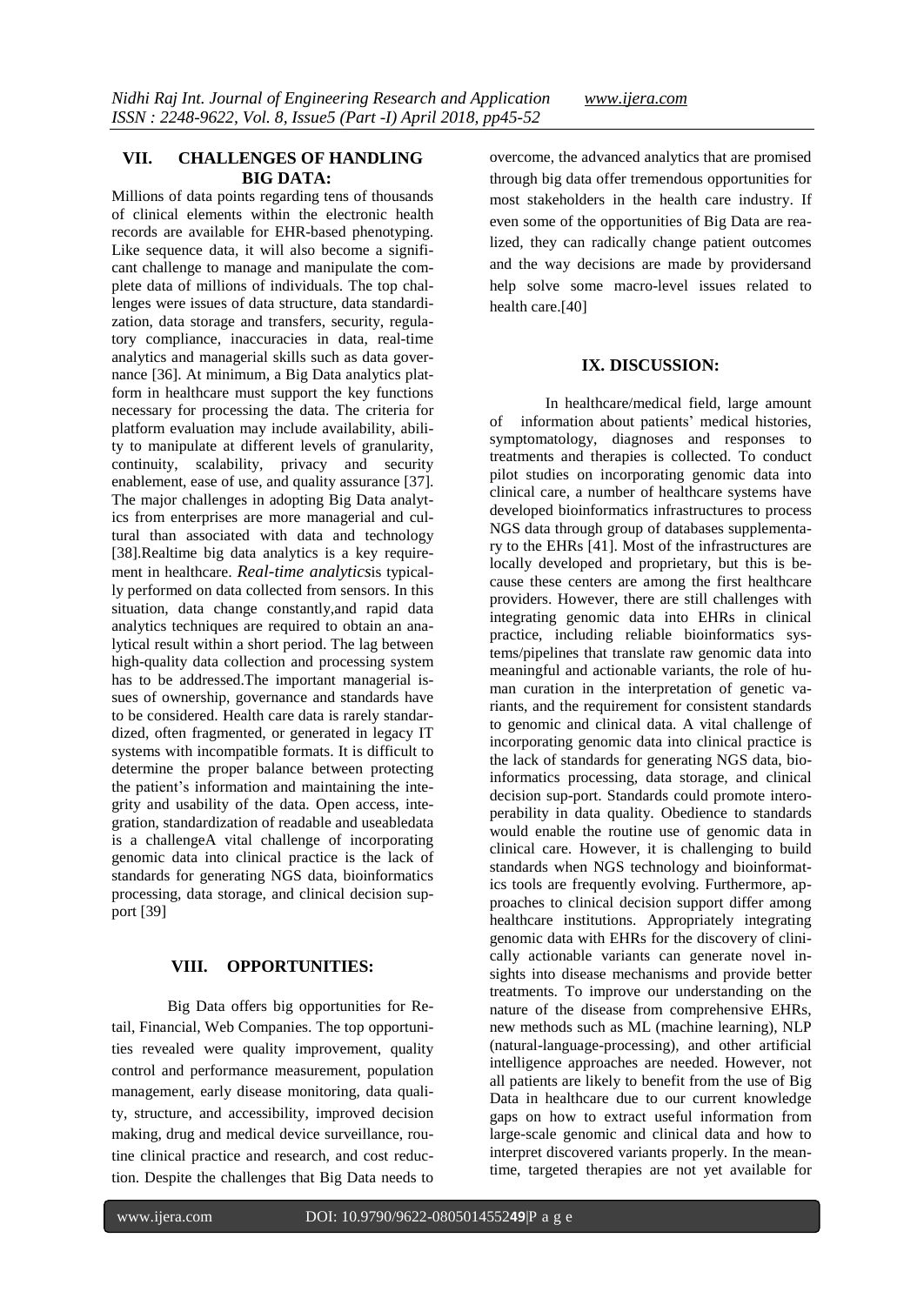## VII. CHALLENGES OF HANDLING BIG DATA:

Millions of data points regarding tens of thousands of clinical elements within the electronic health records are available for EHR-based phenotyping. Like sequence data, it will also become a significant challenge to manage and manipulate the complete data of millions of individuals. The top challenges were issues of data structure, data standardization, data storage and transfers, security, regulatory compliance, inaccuracies in data, real-time analytics and managerial skills such as data governance [36]. At minimum, a Big Data analytics platform in healthcare must support the key functions necessary for processing the data. The criteria for platform evaluation may include availability, ability to manipulate at different levels of granularity, continuity, scalability, privacy and security enablement, ease of use, and quality assurance [37]. The major challenges in adopting Big Data analytics from enterprises are more managerial and cultural than associated with data and technology [38].Realtime big data analytics is a key requirement in healthcare. *Real-time analytics*is typically performed on data collected from sensors. In this situation, data change constantly,and rapid data analytics techniques are required to obtain an analytical result within a short period. The lag between high-quality data collection and processing system has to be addressed.The important managerial issues of ownership, governance and standards have to be considered. Health care data is rarely standardized, often fragmented, or generated in legacy IT systems with incompatible formats. It is difficult to determine the proper balance between protecting the patient's information and maintaining the integrity and usability of the data. Open access, integration, standardization of readable and useabledata is a challengeA vital challenge of incorporating genomic data into clinical practice is the lack of standards for generating NGS data, bioinformatics processing, data storage, and clinical decision support [39]

## VIII. OPPORTUNITIES:

Big Data offers big opportunities for Retail, Financial, Web Companies. The top opportunities revealed were quality improvement, quality control and performance measurement, population management, early disease monitoring, data quality, structure, and accessibility, improved decision making, drug and medical device surveillance, routine clinical practice and research, and cost reduction. Despite the challenges that Big Data needs to overcome, the advanced analytics that are promised through big data offer tremendous opportunities for most stakeholders in the health care industry. If even some of the opportunities of Big Data are realized, they can radically change patient outcomes and the way decisions are made by providersand help solve some macro-level issues related to health care.[40]

## IX. DISCUSSION:

In healthcare/medical field, large amount of information about patients' medical histories, symptomatology, diagnoses and responses to treatments and therapies is collected. To conduct pilot studies on incorporating genomic data into clinical care, a number of healthcare systems have developed bioinformatics infrastructures to process NGS data through group of databases supplementary to the EHRs [41]. Most of the infrastructures are locally developed and proprietary, but this is because these centers are among the first healthcare providers. However, there are still challenges with integrating genomic data into EHRs in clinical practice, including reliable bioinformatics systems/pipelines that translate raw genomic data into meaningful and actionable variants, the role of human curation in the interpretation of genetic variants, and the requirement for consistent standards to genomic and clinical data. A vital challenge of incorporating genomic data into clinical practice is the lack of standards for generating NGS data, bioinformatics processing, data storage, and clinical decision sup-port. Standards could promote interoperability in data quality. Obedience to standards would enable the routine use of genomic data in clinical care. However, it is challenging to build standards when NGS technology and bioinformatics tools are frequently evolving. Furthermore, approaches to clinical decision support differ among healthcare institutions. Appropriately integrating genomic data with EHRs for the discovery of clinically actionable variants can generate novel insights into disease mechanisms and provide better treatments. To improve our understanding on the nature of the disease from comprehensive EHRs, new methods such as ML (machine learning), NLP (natural-language-processing), and other artificial intelligence approaches are needed. However, not all patients are likely to benefit from the use of Big Data in healthcare due to our current knowledge gaps on how to extract useful information from large-scale genomic and clinical data and how to interpret discovered variants properly. In the meantime, targeted therapies are not yet available for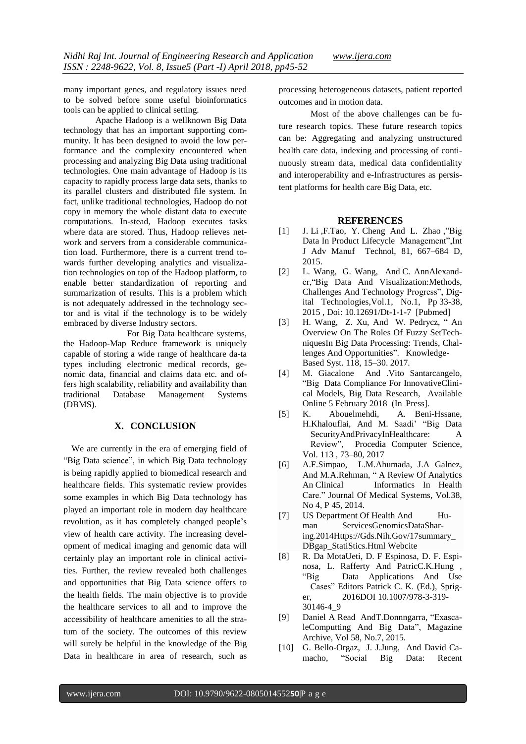many important genes, and regulatory issues need to be solved before some useful bioinformatics tools can be applied to clinical setting.

Apache Hadoop is a wellknown Big Data technology that has an important supporting community. It has been designed to avoid the low performance and the complexity encountered when processing and analyzing Big Data using traditional technologies. One main advantage of Hadoop is its capacity to rapidly process large data sets, thanks to its parallel clusters and distributed file system. In fact, unlike traditional technologies, Hadoop do not copy in memory the whole distant data to execute computations. In-stead, Hadoop executes tasks where data are stored. Thus, Hadoop relieves network and servers from a considerable communication load. Furthermore, there is a current trend towards further developing analytics and visualization technologies on top of the Hadoop platform, to enable better standardization of reporting and summarization of results. This is a problem which is not adequately addressed in the technology sector and is vital if the technology is to be widely embraced by diverse Industry sectors.

For Big Data healthcare systems, the Hadoop-Map Reduce framework is uniquely capable of storing a wide range of healthcare da-ta types including electronic medical records, genomic data, financial and claims data etc. and offers high scalability, reliability and availability than traditional Database Management Systems (DBMS).

## X. CONCLUSION

We are currently in the era of emerging field of "Big Data science", in which Big Data technology is being rapidly applied to biomedical research and healthcare fields. This systematic review provides some examples in which Big Data technology has played an important role in modern day healthcare revolution, as it has completely changed people's view of health care activity. The increasing development of medical imaging and genomic data will certainly play an important role in clinical activities. Further, the review revealed both challenges and opportunities that Big Data science offers to the health fields. The main objective is to provide the healthcare services to all and to improve the accessibility of healthcare amenities to all the stratum of the society. The outcomes of this review will surely be helpful in the knowledge of the Big Data in healthcare in area of research, such as processing heterogeneous datasets, patient reported outcomes and in motion data.

Most of the above challenges can be future research topics. These future research topics can be: Aggregating and analyzing unstructured health care data, indexing and processing of continuously stream data, medical data confidentiality and interoperability and e-Infrastructures as persistent platforms for health care Big Data, etc.

## REFERENCES

[1] J. Li ,F.Tao, Y. Cheng And L. Zhao ,"Big Data In Product Lifecycle Management",Int J Adv Manuf Technol, 81, 667–684 D, 2015.

[2] L. Wang, G. Wang, And C. AnnAlexander,"Big Data And Visualization:Methods, Challenges And Technology Progress", Digital Technologies,Vol.1, No.1, Pp 33-38, 2015 , Doi: 10.12691/Dt-1-1-7 [Pubmed]

[3] H. Wang, Z. Xu, And W. Pedrycz, " An Overview On The Roles Of Fuzzy SetTechniquesIn Big Data Processing: Trends, Challenges And Opportunities". Knowledge-Based Syst. 118, 15–30. 2017.

[4] M. Giacalone And .Vito Santarcangelo, "Big Data Compliance For InnovativeClinical Models, Big Data Research, Available Online 5 February 2018 (In Press].

[5] K. Abouelmehdi, A. Beni-Hssane, H.Khalouflai, And M. Saadi' "Big Data SecurityAndPrivacyInHealthcare: A Review", Procedia Computer Science, Vol. 113 , 73–80, 2017

[6] A.F.Simpao, L.M.Ahumada, J.A Galnez, And M.A.Rehman, " A Review Of Analytics An Clinical Informatics In Health Care." Journal Of Medical Systems, Vol.38, No 4, P 45, 2014.

[7] US Department Of Health And Human ServicesGenomicsDataSharing.2014Https://Gds.Nih.Gov/17summary_DBgap_StatiStics.Html Webcite

[8] R. Da MotaUeti, D. F Espinosa, D. F. Espinosa, L. Rafferty And PatricC.K.Hung , "Big Data Applications And Use Cases" Editors Patrick C. K. (Ed.), Spriger, 2016DOI 10.1007/978-3-319-30146-4_9

[9] Daniel A Read AndT.Donnngarra, "ExascaleComputting And Big Data", Magazine Archive, Vol 58, No.7, 2015.

[10] G. Bello-Orgaz, J. J.Jung, And David Camacho, "Social Big Data: Recent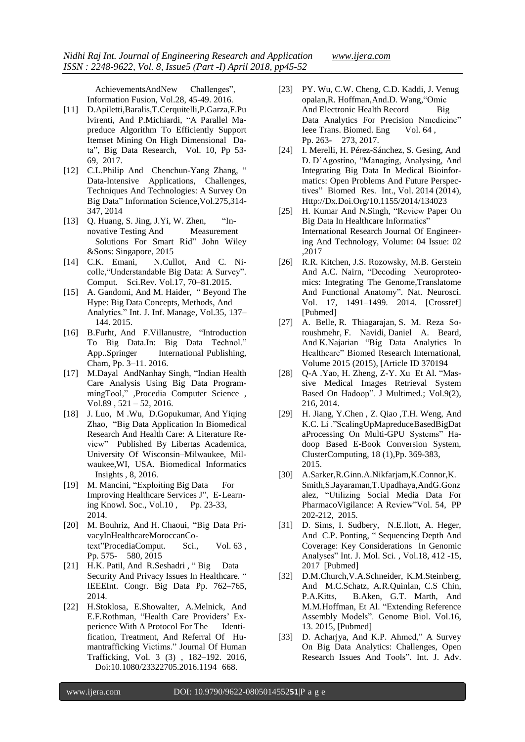AchievementsAndNew Challenges", Information Fusion, Vol.28, 45-49. 2016.

[11] D.Apiletti,Baralis,T.Cerquitelli,P.Garza,F.Pulvirenti, And P.Michiardi, "A Parallel Mapreduce Algorithm To Efficiently Support Itemset Mining On High Dimensional Data", Big Data Research, Vol. 10, Pp 53-69, 2017.

[12] C.L.Philip And Chenchun-Yang Zhang, " Data-Intensive Applications, Challenges, Techniques And Technologies: A Survey On Big Data" Information Science,Vol.275,314-347, 2014

[13] Q. Huang, S. Jing, J.Yi, W. Zhen, "Innovative Testing And Measurement Solutions For Smart Rid" John Wiley &Sons: Singapore, 2015

[14] C.K. Emani, N.Cullot, And C. Nicolle,"Understandable Big Data: A Survey". Comput. Sci.Rev. Vol.17, 70–81.2015.

[15] A. Gandomi, And M. Haider, " Beyond The Hype: Big Data Concepts, Methods, And Analytics." Int. J. Inf. Manage, Vol.35, 137–144. 2015.

[16] B.Furht, And F.Villanustre, "Introduction To Big Data.In: Big Data Technol." App..Springer International Publishing, Cham, Pp. 3–11. 2016.

[17] M.Dayal AndNanhay Singh, "Indian Health Care Analysis Using Big Data ProgrammingTool," ,Procedia Computer Science , Vol.89 , 521 – 52, 2016.

[18] J. Luo, M .Wu, D.Gopukumar, And Yiqing Zhao, "Big Data Application In Biomedical Research And Health Care: A Literature Review" Published By Libertas Academica, University Of Wisconsin–Milwaukee, Milwaukee,WI, USA. Biomedical Informatics Insights , 8, 2016.

[19] M. Mancini, "Exploiting Big Data For Improving Healthcare Services J", E-Learning Knowl. Soc., Vol.10 , Pp. 23-33, 2014.

[20] M. Bouhriz, And H. Chaoui, "Big Data PrivacyInHealthcareMoroccanContext"ProcediaComput. Sci., Vol. 63 , Pp. 575- 580, 2015

[21] H.K. Patil, And R.Seshadri , " Big Data Security And Privacy Issues In Healthcare. " IEEEInt. Congr. Big Data Pp. 762–765, 2014.

[22] H.Stoklosa, E.Showalter, A.Melnick, And E.F.Rothman, "Health Care Providers' Experience With A Protocol For The Identification, Treatment, And Referral Of Humantrafficking Victims." Journal Of Human Trafficking, Vol. 3 (3) , 182–192. 2016, Doi:10.1080/23322705.2016.1194 668.

[23] PY. Wu, C.W. Cheng, C.D. Kaddi, J. Venugopalan,R. Hoffman,And.D. Wang,"Omic And Electronic Health Record Big Data Analytics For Precision Nmedicine" Ieee Trans. Biomed. Eng Vol. 64 , Pp. 263- 273, 2017.

[24] I. Merelli, H. Pérez-Sánchez, S. Gesing, And D. D'Agostino, "Managing, Analysing, And Integrating Big Data In Medical Bioinformatics: Open Problems And Future Perspectives" Biomed Res. Int., Vol. 2014 (2014), Http://Dx.Doi.Org/10.1155/2014/134023

[25] H. Kumar And N.Singh, "Review Paper On Big Data In Healthcare Informatics" International Research Journal Of Engineering And Technology, Volume: 04 Issue: 02 ,2017

[26] R.R. Kitchen, J.S. Rozowsky, M.B. Gerstein And A.C. Nairn, "Decoding Neuroproteomics: Integrating The Genome,Translatome And Functional Anatomy". Nat. Neurosci. Vol. 17, 1491–1499. 2014. [Crossref] [Pubmed]

[27] A. Belle, R. Thiagarajan, S. M. Reza Soroushmehr, F. Navidi, Daniel A. Beard, And K.Najarian "Big Data Analytics In Healthcare" Biomed Research International, Volume 2015 (2015), [Article ID 370194

[28] Q-A .Yao, H. Zheng, Z-Y. Xu Et Al. "Massive Medical Images Retrieval System Based On Hadoop". J Multimed.; Vol.9(2), 216, 2014.

[29] H. Jiang, Y.Chen , Z. Qiao ,T.H. Weng, And K.C. Li ."ScalingUpMapreduceBasedBigDataProcessing On Multi-GPU Systems" Hadoop Based E-Book Conversion System, ClusterComputing, 18 (1),Pp. 369-383, 2015.

[30] A.Sarker,R.Ginn.A.Nikfarjam,K.Connor,K.Smith,S.Jayaraman,T.Upadhaya,AndG.Gonzalez, "Utilizing Social Media Data For PharmacoVigilance: A Review"Vol. 54, PP 202-212, 2015.

[31] D. Sims, I. Sudbery, N.E.Ilott, A. Heger, And C.P. Ponting, " Sequencing Depth And Coverage: Key Considerations In Genomic Analyses" Int. J. Mol. Sci. , Vol.18, 412 -15, 2017 [Pubmed]

[32] D.M.Church,V.A.Schneider, K.M.Steinberg, And M.C.Schatz, A.R.Quinlan, C.S Chin, P.A.Kitts, B.Aken, G.T. Marth, And M.M.Hoffman, Et Al. "Extending Reference Assembly Models". Genome Biol. Vol.16, 13. 2015, [Pubmed]

[33] D. Acharjya, And K.P. Ahmed," A Survey On Big Data Analytics: Challenges, Open Research Issues And Tools". Int. J. Adv.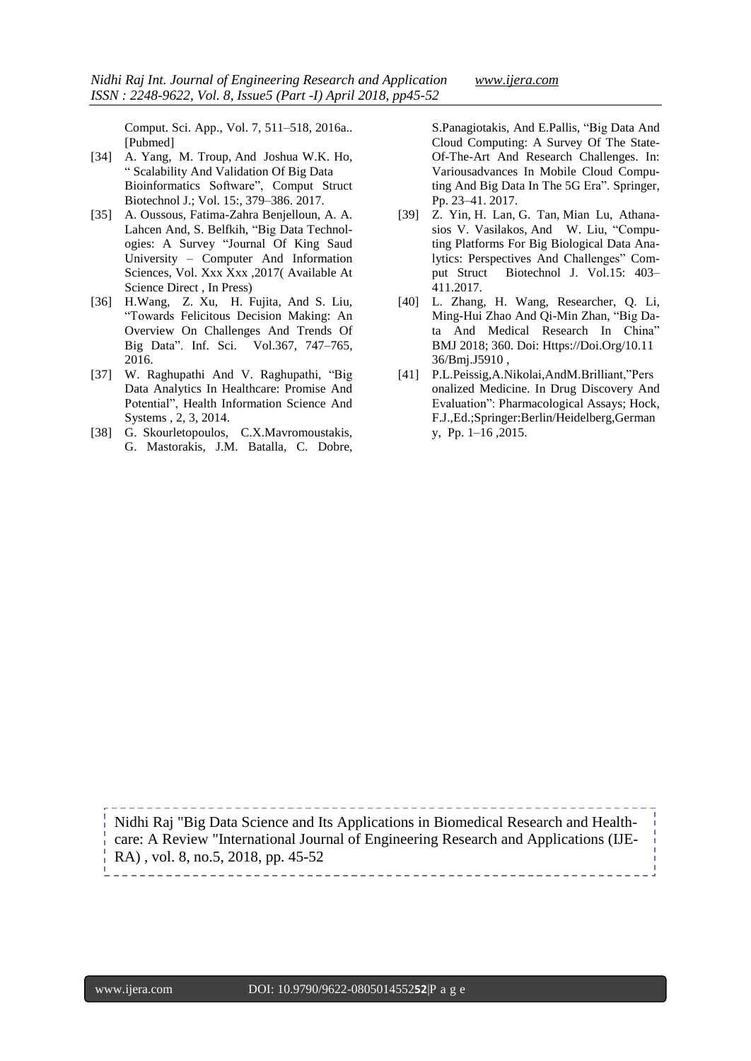Comput. Sci. App., Vol. 7, 511–518, 2016a.. [Pubmed]

[34] A. Yang, M. Troup, And Joshua W.K. Ho, " Scalability And Validation Of Big Data Bioinformatics Software", Comput Struct Biotechnol J.; Vol. 15:, 379–386. 2017.

[35] A. Oussous, Fatima-Zahra Benjelloun, A. A. Lahcen And, S. Belfkih, "Big Data Technologies: A Survey "Journal Of King Saud University – Computer And Information Sciences, Vol. Xxx Xxx ,2017( Available At Science Direct , In Press)

[36] H.Wang, Z. Xu, H. Fujita, And S. Liu, "Towards Felicitous Decision Making: An Overview On Challenges And Trends Of Big Data". Inf. Sci. Vol.367, 747–765, 2016.

[37] W. Raghupathi And V. Raghupathi, "Big Data Analytics In Healthcare: Promise And Potential", Health Information Science And Systems , 2, 3, 2014.

[38] G. Skourletopoulos, C.X.Mavromoustakis, G. Mastorakis, J.M. Batalla, C. Dobre, S.Panagiotakis, And E.Pallis, "Big Data And Cloud Computing: A Survey Of The State-Of-The-Art And Research Challenges. In: Variousadvances In Mobile Cloud Computing And Big Data In The 5G Era". Springer, Pp. 23–41. 2017.

[39] Z. Yin, H. Lan, G. Tan, Mian Lu, Athanasios V. Vasilakos, And W. Liu, "Computing Platforms For Big Biological Data Analytics: Perspectives And Challenges" Comput Struct Biotechnol J. Vol.15: 403–411.2017.

[40] L. Zhang, H. Wang, Researcher, Q. Li, Ming-Hui Zhao And Qi-Min Zhan, "Big Data And Medical Research In China" BMJ 2018; 360. Doi: Https://Doi.Org/10.1136/Bmj.J5910 ,

[41] P.L.Peissig,A.Nikolai,AndM.Brilliant,"Personalized Medicine. In Drug Discovery And Evaluation": Pharmacological Assays; Hock, F.J.,Ed.;Springer:Berlin/Heidelberg,Germany, Pp. 1–16 ,2015.

Nidhi Raj "Big Data Science and Its Applications in Biomedical Research and Healthcare: A Review "International Journal of Engineering Research and Applications (IJERA) , vol. 8, no.5, 2018, pp. 45-52